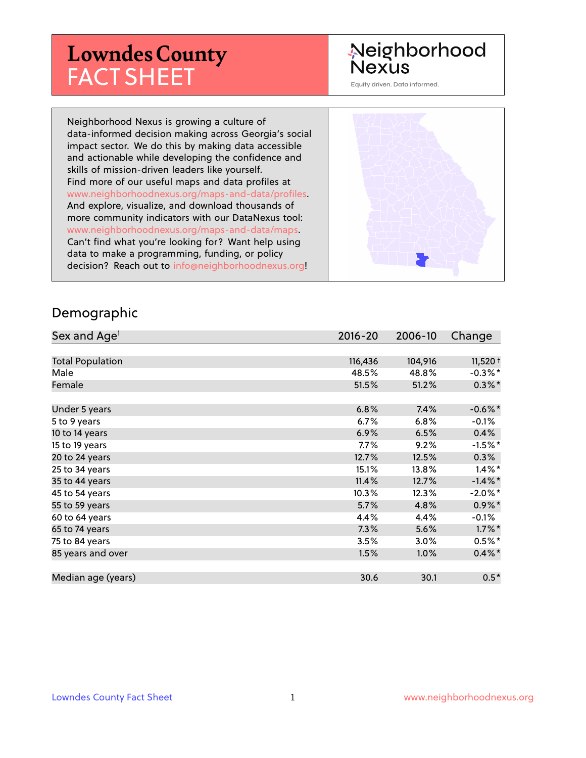# Lowndes County FACT SHEET

Neighborhood Nexus

Equity driven. Data informed.

Neighborhood Nexus is growing a culture of data-informed decision making across Georgia's social impact sector. We do this by making data accessible and actionable while developing the confidence and skills of mission-driven leaders like yourself. Find more of our useful maps and data profiles at www.neighborhoodnexus.org/maps-and-data/profiles. And explore, visualize, and download thousands of more community indicators with our DataNexus tool: www.neighborhoodnexus.org/maps-and-data/maps. Can't find what you're looking for? Want help using data to make a programming, funding, or policy decision? Reach out to info@neighborhoodnexus.org!

## Demographic

| Sex and Age[1] | 2016-20 | 2006-10 | Change |
|---|---|---|---|
| Total Population | 116,436 | 104,916 | 11,520 † |
| Male | 48.5% | 48.8% | -0.3% * |
| Female | 51.5% | 51.2% | 0.3% * |
| | | | |
| Under 5 years | 6.8% | 7.4% | -0.6% * |
| 5 to 9 years | 6.7% | 6.8% | -0.1% |
| 10 to 14 years | 6.9% | 6.5% | 0.4% |
| 15 to 19 years | 7.7% | 9.2% | -1.5% * |
| 20 to 24 years | 12.7% | 12.5% | 0.3% |
| 25 to 34 years | 15.1% | 13.8% | 1.4% * |
| 35 to 44 years | 11.4% | 12.7% | -1.4% * |
| 45 to 54 years | 10.3% | 12.3% | -2.0% * |
| 55 to 59 years | 5.7% | 4.8% | 0.9% * |
| 60 to 64 years | 4.4% | 4.4% | -0.1% |
| 65 to 74 years | 7.3% | 5.6% | 1.7% * |
| 75 to 84 years | 3.5% | 3.0% | 0.5% * |
| 85 years and over | 1.5% | 1.0% | 0.4% * |
| | | | |
| Median age (years) | 30.6 | 30.1 | 0.5 * |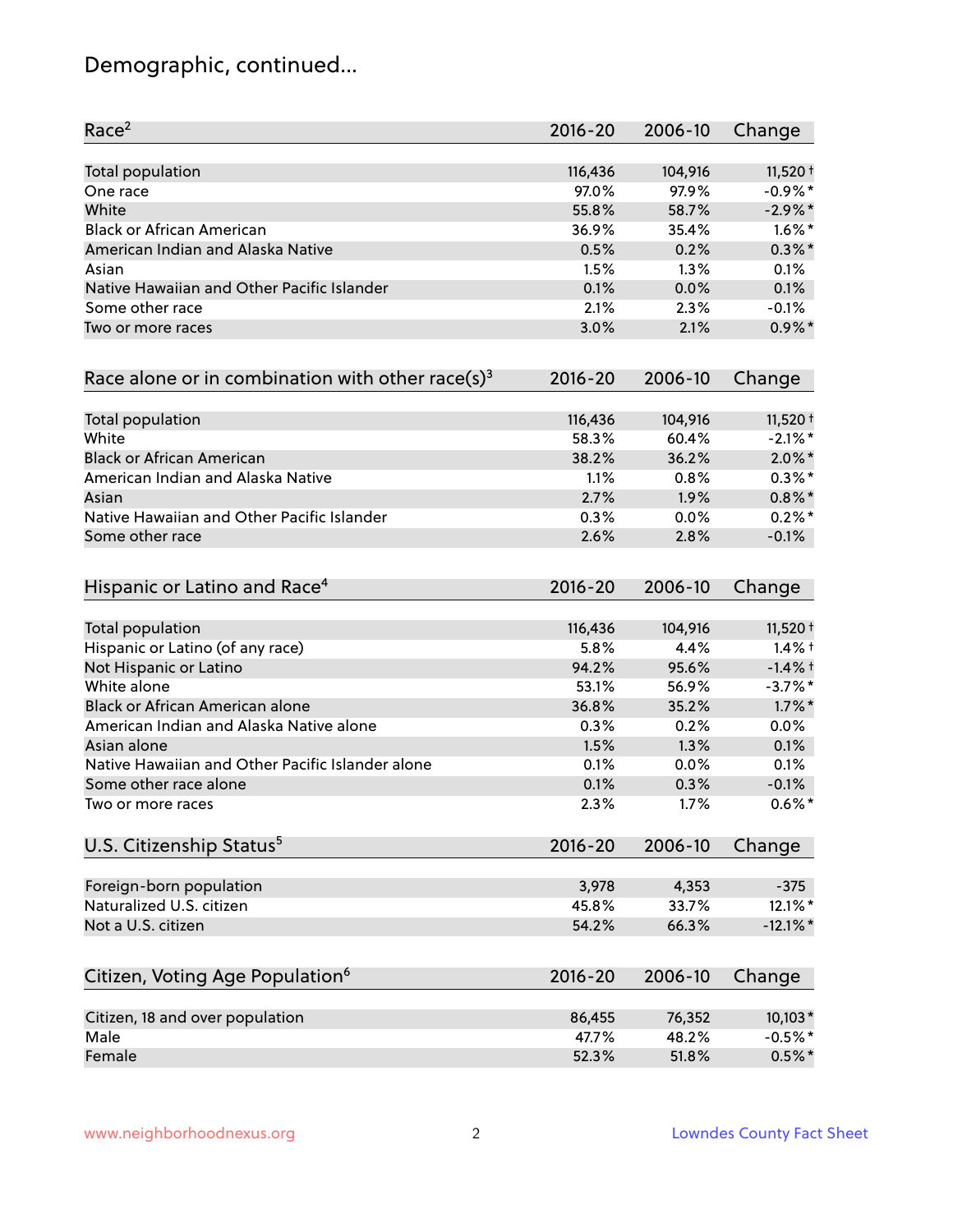# Demographic, continued...

| Race[2] | 2016-20 | 2006-10 | Change |
|---|---|---|---|
| Total population | 116,436 | 104,916 | 11,520 † |
| One race | 97.0% | 97.9% | -0.9% * |
| White | 55.8% | 58.7% | -2.9% * |
| Black or African American | 36.9% | 35.4% | 1.6% * |
| American Indian and Alaska Native | 0.5% | 0.2% | 0.3% * |
| Asian | 1.5% | 1.3% | 0.1% |
| Native Hawaiian and Other Pacific Islander | 0.1% | 0.0% | 0.1% |
| Some other race | 2.1% | 2.3% | -0.1% |
| Two or more races | 3.0% | 2.1% | 0.9% * |

| Race alone or in combination with other race(s)[3] | 2016-20 | 2006-10 | Change |
|---|---|---|---|
| Total population | 116,436 | 104,916 | 11,520 † |
| White | 58.3% | 60.4% | -2.1% * |
| Black or African American | 38.2% | 36.2% | 2.0% * |
| American Indian and Alaska Native | 1.1% | 0.8% | 0.3% * |
| Asian | 2.7% | 1.9% | 0.8% * |
| Native Hawaiian and Other Pacific Islander | 0.3% | 0.0% | 0.2% * |
| Some other race | 2.6% | 2.8% | -0.1% |

| Hispanic or Latino and Race[4] | 2016-20 | 2006-10 | Change |
|---|---|---|---|
| Total population | 116,436 | 104,916 | 11,520 † |
| Hispanic or Latino (of any race) | 5.8% | 4.4% | 1.4% † |
| Not Hispanic or Latino | 94.2% | 95.6% | -1.4% † |
| White alone | 53.1% | 56.9% | -3.7% * |
| Black or African American alone | 36.8% | 35.2% | 1.7% * |
| American Indian and Alaska Native alone | 0.3% | 0.2% | 0.0% |
| Asian alone | 1.5% | 1.3% | 0.1% |
| Native Hawaiian and Other Pacific Islander alone | 0.1% | 0.0% | 0.1% |
| Some other race alone | 0.1% | 0.3% | -0.1% |
| Two or more races | 2.3% | 1.7% | 0.6% * |

| U.S. Citizenship Status[5] | 2016-20 | 2006-10 | Change |
|---|---|---|---|
| Foreign-born population | 3,978 | 4,353 | -375 |
| Naturalized U.S. citizen | 45.8% | 33.7% | 12.1% * |
| Not a U.S. citizen | 54.2% | 66.3% | -12.1% * |

| Citizen, Voting Age Population[6] | 2016-20 | 2006-10 | Change |
|---|---|---|---|
| Citizen, 18 and over population | 86,455 | 76,352 | 10,103 * |
| Male | 47.7% | 48.2% | -0.5% * |
| Female | 52.3% | 51.8% | 0.5% * |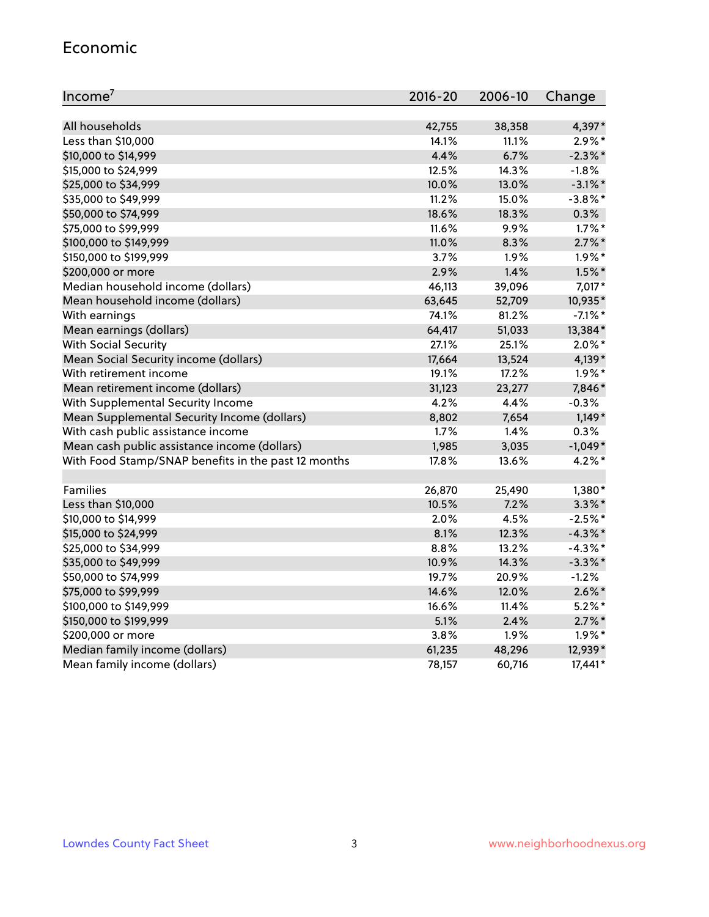## Economic

| Income[7] | 2016-20 | 2006-10 | Change |
|---|---|---|---|
| All households | 42,755 | 38,358 | 4,397* |
| Less than $10,000 | 14.1% | 11.1% | 2.9%* |
| $10,000 to $14,999 | 4.4% | 6.7% | -2.3%* |
| $15,000 to $24,999 | 12.5% | 14.3% | -1.8% |
| $25,000 to $34,999 | 10.0% | 13.0% | -3.1%* |
| $35,000 to $49,999 | 11.2% | 15.0% | -3.8%* |
| $50,000 to $74,999 | 18.6% | 18.3% | 0.3% |
| $75,000 to $99,999 | 11.6% | 9.9% | 1.7%* |
| $100,000 to $149,999 | 11.0% | 8.3% | 2.7%* |
| $150,000 to $199,999 | 3.7% | 1.9% | 1.9%* |
| $200,000 or more | 2.9% | 1.4% | 1.5%* |
| Median household income (dollars) | 46,113 | 39,096 | 7,017* |
| Mean household income (dollars) | 63,645 | 52,709 | 10,935* |
| With earnings | 74.1% | 81.2% | -7.1%* |
| Mean earnings (dollars) | 64,417 | 51,033 | 13,384* |
| With Social Security | 27.1% | 25.1% | 2.0%* |
| Mean Social Security income (dollars) | 17,664 | 13,524 | 4,139* |
| With retirement income | 19.1% | 17.2% | 1.9%* |
| Mean retirement income (dollars) | 31,123 | 23,277 | 7,846* |
| With Supplemental Security Income | 4.2% | 4.4% | -0.3% |
| Mean Supplemental Security Income (dollars) | 8,802 | 7,654 | 1,149* |
| With cash public assistance income | 1.7% | 1.4% | 0.3% |
| Mean cash public assistance income (dollars) | 1,985 | 3,035 | -1,049* |
| With Food Stamp/SNAP benefits in the past 12 months | 17.8% | 13.6% | 4.2%* |
| | | | |
| Families | 26,870 | 25,490 | 1,380* |
| Less than $10,000 | 10.5% | 7.2% | 3.3%* |
| $10,000 to $14,999 | 2.0% | 4.5% | -2.5%* |
| $15,000 to $24,999 | 8.1% | 12.3% | -4.3%* |
| $25,000 to $34,999 | 8.8% | 13.2% | -4.3%* |
| $35,000 to $49,999 | 10.9% | 14.3% | -3.3%* |
| $50,000 to $74,999 | 19.7% | 20.9% | -1.2% |
| $75,000 to $99,999 | 14.6% | 12.0% | 2.6%* |
| $100,000 to $149,999 | 16.6% | 11.4% | 5.2%* |
| $150,000 to $199,999 | 5.1% | 2.4% | 2.7%* |
| $200,000 or more | 3.8% | 1.9% | 1.9%* |
| Median family income (dollars) | 61,235 | 48,296 | 12,939* |
| Mean family income (dollars) | 78,157 | 60,716 | 17,441* |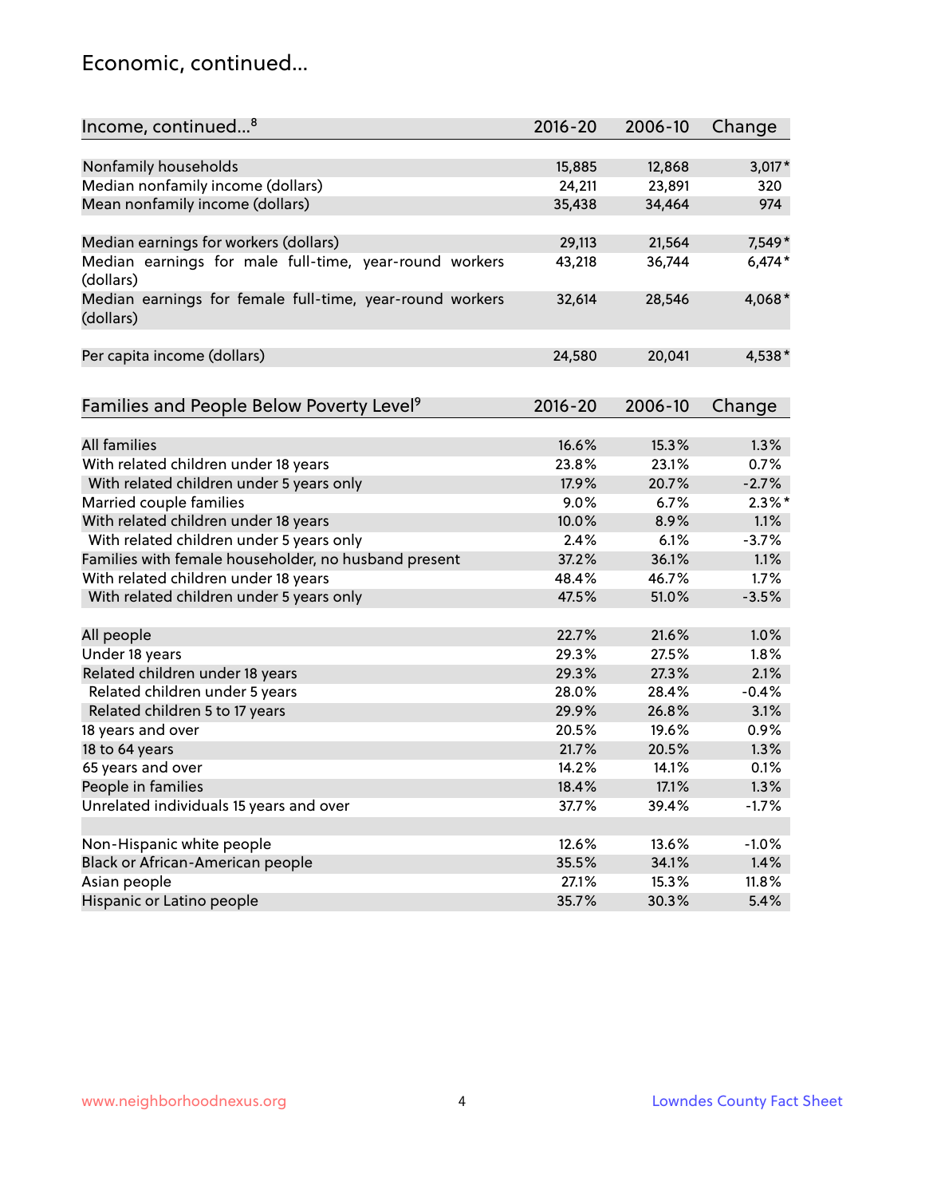## Economic, continued...

| Income, continued...[8] | 2016-20 | 2006-10 | Change |
|---|---|---|---|
| Nonfamily households | 15,885 | 12,868 | 3,017* |
| Median nonfamily income (dollars) | 24,211 | 23,891 | 320 |
| Mean nonfamily income (dollars) | 35,438 | 34,464 | 974 |
| Median earnings for workers (dollars) | 29,113 | 21,564 | 7,549* |
| Median earnings for male full-time, year-round workers (dollars) | 43,218 | 36,744 | 6,474* |
| Median earnings for female full-time, year-round workers (dollars) | 32,614 | 28,546 | 4,068* |
| Per capita income (dollars) | 24,580 | 20,041 | 4,538* |

| Families and People Below Poverty Level[9] | 2016-20 | 2006-10 | Change |
|---|---|---|---|
| All families | 16.6% | 15.3% | 1.3% |
| With related children under 18 years | 23.8% | 23.1% | 0.7% |
| With related children under 5 years only | 17.9% | 20.7% | -2.7% |
| Married couple families | 9.0% | 6.7% | 2.3%* |
| With related children under 18 years | 10.0% | 8.9% | 1.1% |
| With related children under 5 years only | 2.4% | 6.1% | -3.7% |
| Families with female householder, no husband present | 37.2% | 36.1% | 1.1% |
| With related children under 18 years | 48.4% | 46.7% | 1.7% |
| With related children under 5 years only | 47.5% | 51.0% | -3.5% |
| All people | 22.7% | 21.6% | 1.0% |
| Under 18 years | 29.3% | 27.5% | 1.8% |
| Related children under 18 years | 29.3% | 27.3% | 2.1% |
| Related children under 5 years | 28.0% | 28.4% | -0.4% |
| Related children 5 to 17 years | 29.9% | 26.8% | 3.1% |
| 18 years and over | 20.5% | 19.6% | 0.9% |
| 18 to 64 years | 21.7% | 20.5% | 1.3% |
| 65 years and over | 14.2% | 14.1% | 0.1% |
| People in families | 18.4% | 17.1% | 1.3% |
| Unrelated individuals 15 years and over | 37.7% | 39.4% | -1.7% |
| Non-Hispanic white people | 12.6% | 13.6% | -1.0% |
| Black or African-American people | 35.5% | 34.1% | 1.4% |
| Asian people | 27.1% | 15.3% | 11.8% |
| Hispanic or Latino people | 35.7% | 30.3% | 5.4% |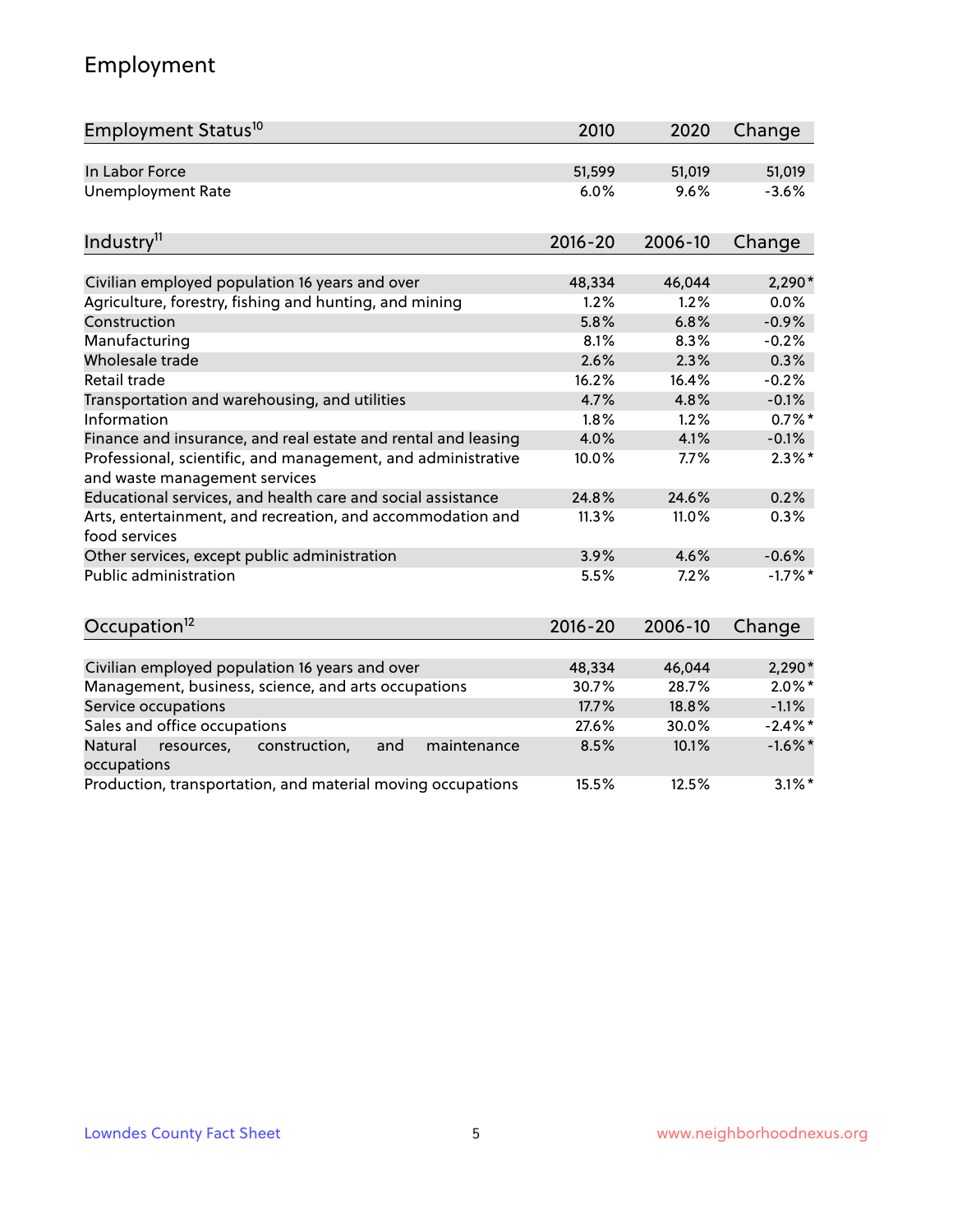# Employment

| Employment Status[10] | 2010 | 2020 | Change |
|---|---|---|---|
| In Labor Force | 51,599 | 51,019 | 51,019 |
| Unemployment Rate | 6.0% | 9.6% | -3.6% |

| Industry[11] | 2016-20 | 2006-10 | Change |
|---|---|---|---|
| Civilian employed population 16 years and over | 48,334 | 46,044 | 2,290* |
| Agriculture, forestry, fishing and hunting, and mining | 1.2% | 1.2% | 0.0% |
| Construction | 5.8% | 6.8% | -0.9% |
| Manufacturing | 8.1% | 8.3% | -0.2% |
| Wholesale trade | 2.6% | 2.3% | 0.3% |
| Retail trade | 16.2% | 16.4% | -0.2% |
| Transportation and warehousing, and utilities | 4.7% | 4.8% | -0.1% |
| Information | 1.8% | 1.2% | 0.7%* |
| Finance and insurance, and real estate and rental and leasing | 4.0% | 4.1% | -0.1% |
| Professional, scientific, and management, and administrative and waste management services | 10.0% | 7.7% | 2.3%* |
| Educational services, and health care and social assistance | 24.8% | 24.6% | 0.2% |
| Arts, entertainment, and recreation, and accommodation and food services | 11.3% | 11.0% | 0.3% |
| Other services, except public administration | 3.9% | 4.6% | -0.6% |
| Public administration | 5.5% | 7.2% | -1.7%* |

| Occupation[12] | 2016-20 | 2006-10 | Change |
|---|---|---|---|
| Civilian employed population 16 years and over | 48,334 | 46,044 | 2,290* |
| Management, business, science, and arts occupations | 30.7% | 28.7% | 2.0%* |
| Service occupations | 17.7% | 18.8% | -1.1% |
| Sales and office occupations | 27.6% | 30.0% | -2.4%* |
| Natural resources, construction, and maintenance occupations | 8.5% | 10.1% | -1.6%* |
| Production, transportation, and material moving occupations | 15.5% | 12.5% | 3.1%* |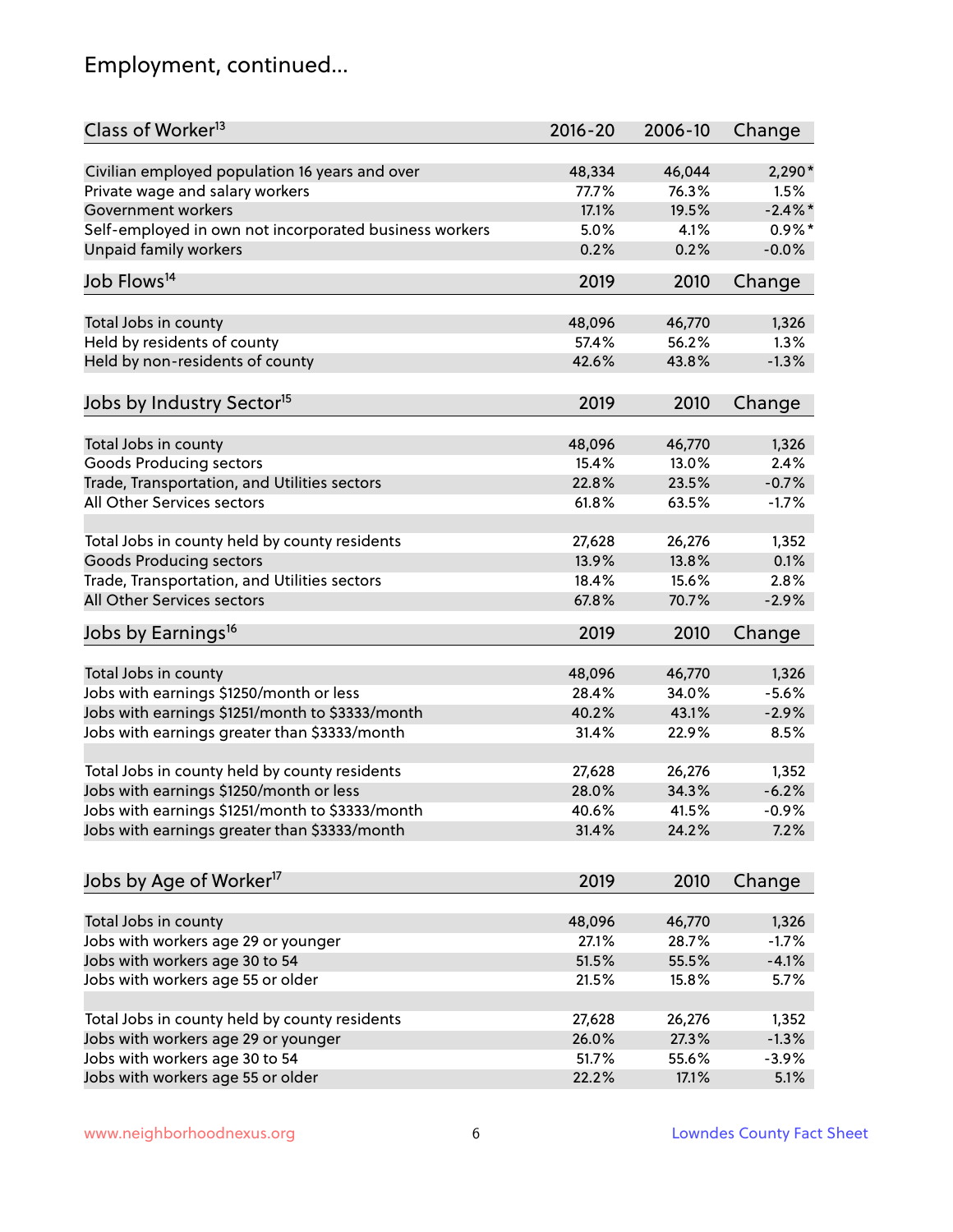# Employment, continued...

| Class of Worker[13] | 2016-20 | 2006-10 | Change |
|---|---|---|---|
| Civilian employed population 16 years and over | 48,334 | 46,044 | 2,290* |
| Private wage and salary workers | 77.7% | 76.3% | 1.5% |
| Government workers | 17.1% | 19.5% | -2.4%* |
| Self-employed in own not incorporated business workers | 5.0% | 4.1% | 0.9%* |
| Unpaid family workers | 0.2% | 0.2% | -0.0% |

| Job Flows[14] | 2019 | 2010 | Change |
|---|---|---|---|
| Total Jobs in county | 48,096 | 46,770 | 1,326 |
| Held by residents of county | 57.4% | 56.2% | 1.3% |
| Held by non-residents of county | 42.6% | 43.8% | -1.3% |

| Jobs by Industry Sector[15] | 2019 | 2010 | Change |
|---|---|---|---|
| Total Jobs in county | 48,096 | 46,770 | 1,326 |
| Goods Producing sectors | 15.4% | 13.0% | 2.4% |
| Trade, Transportation, and Utilities sectors | 22.8% | 23.5% | -0.7% |
| All Other Services sectors | 61.8% | 63.5% | -1.7% |
| | | | |
| Total Jobs in county held by county residents | 27,628 | 26,276 | 1,352 |
| Goods Producing sectors | 13.9% | 13.8% | 0.1% |
| Trade, Transportation, and Utilities sectors | 18.4% | 15.6% | 2.8% |
| All Other Services sectors | 67.8% | 70.7% | -2.9% |

| Jobs by Earnings[16] | 2019 | 2010 | Change |
|---|---|---|---|
| Total Jobs in county | 48,096 | 46,770 | 1,326 |
| Jobs with earnings $1250/month or less | 28.4% | 34.0% | -5.6% |
| Jobs with earnings $1251/month to $3333/month | 40.2% | 43.1% | -2.9% |
| Jobs with earnings greater than $3333/month | 31.4% | 22.9% | 8.5% |
| | | | |
| Total Jobs in county held by county residents | 27,628 | 26,276 | 1,352 |
| Jobs with earnings $1250/month or less | 28.0% | 34.3% | -6.2% |
| Jobs with earnings $1251/month to $3333/month | 40.6% | 41.5% | -0.9% |
| Jobs with earnings greater than $3333/month | 31.4% | 24.2% | 7.2% |

| Jobs by Age of Worker[17] | 2019 | 2010 | Change |
|---|---|---|---|
| Total Jobs in county | 48,096 | 46,770 | 1,326 |
| Jobs with workers age 29 or younger | 27.1% | 28.7% | -1.7% |
| Jobs with workers age 30 to 54 | 51.5% | 55.5% | -4.1% |
| Jobs with workers age 55 or older | 21.5% | 15.8% | 5.7% |
| | | | |
| Total Jobs in county held by county residents | 27,628 | 26,276 | 1,352 |
| Jobs with workers age 29 or younger | 26.0% | 27.3% | -1.3% |
| Jobs with workers age 30 to 54 | 51.7% | 55.6% | -3.9% |
| Jobs with workers age 55 or older | 22.2% | 17.1% | 5.1% |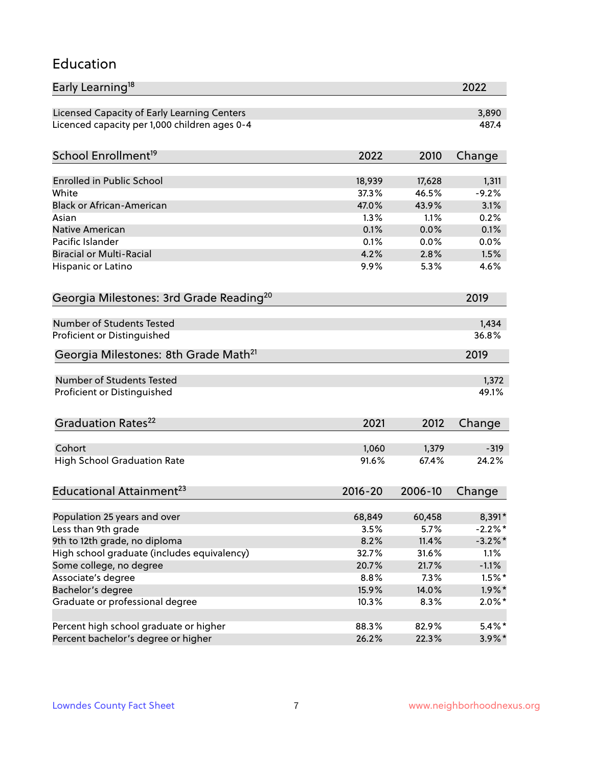## Education

| Early Learning[18] | 2022 |
|---|---|
| Licensed Capacity of Early Learning Centers | 3,890 |
| Licenced capacity per 1,000 children ages 0-4 | 487.4 |

| School Enrollment[19] | 2022 | 2010 | Change |
|---|---|---|---|
| Enrolled in Public School | 18,939 | 17,628 | 1,311 |
| White | 37.3% | 46.5% | -9.2% |
| Black or African-American | 47.0% | 43.9% | 3.1% |
| Asian | 1.3% | 1.1% | 0.2% |
| Native American | 0.1% | 0.0% | 0.1% |
| Pacific Islander | 0.1% | 0.0% | 0.0% |
| Biracial or Multi-Racial | 4.2% | 2.8% | 1.5% |
| Hispanic or Latino | 9.9% | 5.3% | 4.6% |

| Georgia Milestones: 3rd Grade Reading[20] | 2019 |
|---|---|
| Number of Students Tested | 1,434 |
| Proficient or Distinguished | 36.8% |

| Georgia Milestones: 8th Grade Math[21] | 2019 |
|---|---|
| Number of Students Tested | 1,372 |
| Proficient or Distinguished | 49.1% |

| Graduation Rates[22] | 2021 | 2012 | Change |
|---|---|---|---|
| Cohort | 1,060 | 1,379 | -319 |
| High School Graduation Rate | 91.6% | 67.4% | 24.2% |

| Educational Attainment[23] | 2016-20 | 2006-10 | Change |
|---|---|---|---|
| Population 25 years and over | 68,849 | 60,458 | 8,391* |
| Less than 9th grade | 3.5% | 5.7% | -2.2%* |
| 9th to 12th grade, no diploma | 8.2% | 11.4% | -3.2%* |
| High school graduate (includes equivalency) | 32.7% | 31.6% | 1.1% |
| Some college, no degree | 20.7% | 21.7% | -1.1% |
| Associate's degree | 8.8% | 7.3% | 1.5%* |
| Bachelor's degree | 15.9% | 14.0% | 1.9%* |
| Graduate or professional degree | 10.3% | 8.3% | 2.0%* |
| | | | |
| Percent high school graduate or higher | 88.3% | 82.9% | 5.4%* |
| Percent bachelor's degree or higher | 26.2% | 22.3% | 3.9%* |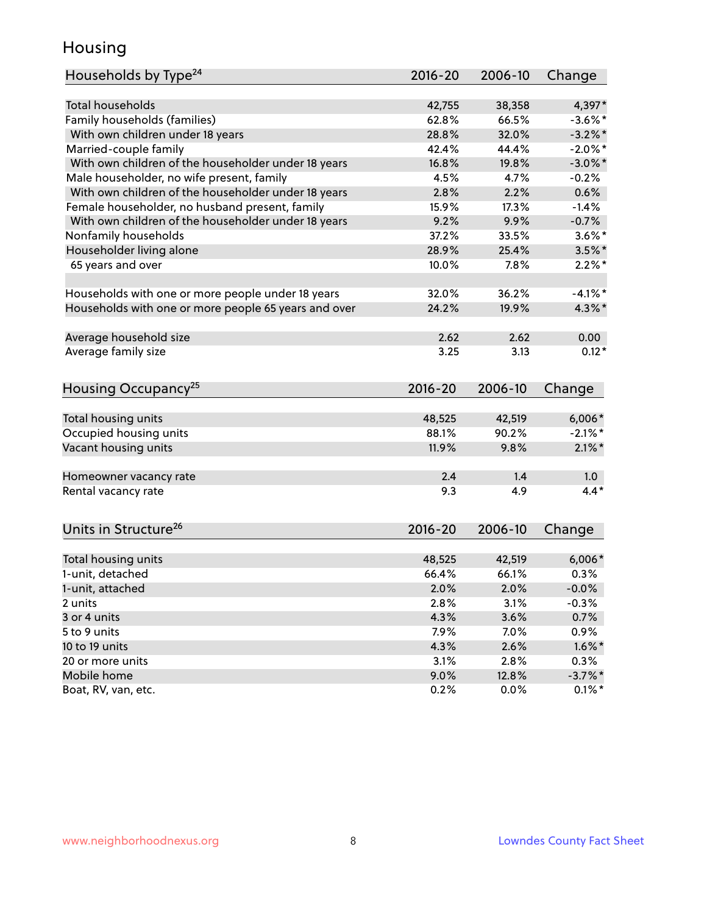# Housing

| Households by Type[24] | 2016-20 | 2006-10 | Change |
|---|---|---|---|
| Total households | 42,755 | 38,358 | 4,397* |
| Family households (families) | 62.8% | 66.5% | -3.6%* |
| With own children under 18 years | 28.8% | 32.0% | -3.2%* |
| Married-couple family | 42.4% | 44.4% | -2.0%* |
| With own children of the householder under 18 years | 16.8% | 19.8% | -3.0%* |
| Male householder, no wife present, family | 4.5% | 4.7% | -0.2% |
| With own children of the householder under 18 years | 2.8% | 2.2% | 0.6% |
| Female householder, no husband present, family | 15.9% | 17.3% | -1.4% |
| With own children of the householder under 18 years | 9.2% | 9.9% | -0.7% |
| Nonfamily households | 37.2% | 33.5% | 3.6%* |
| Householder living alone | 28.9% | 25.4% | 3.5%* |
| 65 years and over | 10.0% | 7.8% | 2.2%* |
| | | | |
| Households with one or more people under 18 years | 32.0% | 36.2% | -4.1%* |
| Households with one or more people 65 years and over | 24.2% | 19.9% | 4.3%* |
| | | | |
| Average household size | 2.62 | 2.62 | 0.00 |
| Average family size | 3.25 | 3.13 | 0.12* |

| Housing Occupancy[25] | 2016-20 | 2006-10 | Change |
|---|---|---|---|
| Total housing units | 48,525 | 42,519 | 6,006* |
| Occupied housing units | 88.1% | 90.2% | -2.1%* |
| Vacant housing units | 11.9% | 9.8% | 2.1%* |
| | | | |
| Homeowner vacancy rate | 2.4 | 1.4 | 1.0 |
| Rental vacancy rate | 9.3 | 4.9 | 4.4* |

| Units in Structure[26] | 2016-20 | 2006-10 | Change |
|---|---|---|---|
| Total housing units | 48,525 | 42,519 | 6,006* |
| 1-unit, detached | 66.4% | 66.1% | 0.3% |
| 1-unit, attached | 2.0% | 2.0% | -0.0% |
| 2 units | 2.8% | 3.1% | -0.3% |
| 3 or 4 units | 4.3% | 3.6% | 0.7% |
| 5 to 9 units | 7.9% | 7.0% | 0.9% |
| 10 to 19 units | 4.3% | 2.6% | 1.6%* |
| 20 or more units | 3.1% | 2.8% | 0.3% |
| Mobile home | 9.0% | 12.8% | -3.7%* |
| Boat, RV, van, etc. | 0.2% | 0.0% | 0.1%* |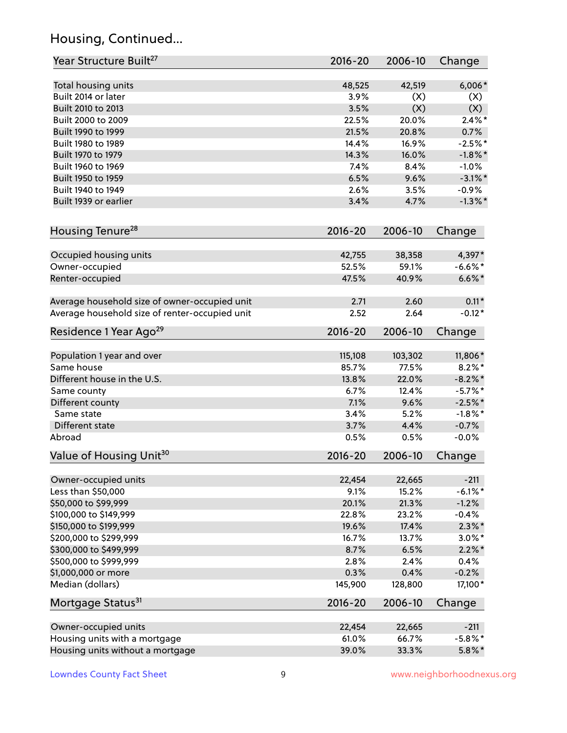## Housing, Continued...

| Year Structure Built[27] | 2016-20 | 2006-10 | Change |
|---|---|---|---|
| Total housing units | 48,525 | 42,519 | 6,006* |
| Built 2014 or later | 3.9% | (X) | (X) |
| Built 2010 to 2013 | 3.5% | (X) | (X) |
| Built 2000 to 2009 | 22.5% | 20.0% | 2.4%* |
| Built 1990 to 1999 | 21.5% | 20.8% | 0.7% |
| Built 1980 to 1989 | 14.4% | 16.9% | -2.5%* |
| Built 1970 to 1979 | 14.3% | 16.0% | -1.8%* |
| Built 1960 to 1969 | 7.4% | 8.4% | -1.0% |
| Built 1950 to 1959 | 6.5% | 9.6% | -3.1%* |
| Built 1940 to 1949 | 2.6% | 3.5% | -0.9% |
| Built 1939 or earlier | 3.4% | 4.7% | -1.3%* |

| Housing Tenure[28] | 2016-20 | 2006-10 | Change |
|---|---|---|---|
| Occupied housing units | 42,755 | 38,358 | 4,397* |
| Owner-occupied | 52.5% | 59.1% | -6.6%* |
| Renter-occupied | 47.5% | 40.9% | 6.6%* |
| Average household size of owner-occupied unit | 2.71 | 2.60 | 0.11* |
| Average household size of renter-occupied unit | 2.52 | 2.64 | -0.12* |

| Residence 1 Year Ago[29] | 2016-20 | 2006-10 | Change |
|---|---|---|---|
| Population 1 year and over | 115,108 | 103,302 | 11,806* |
| Same house | 85.7% | 77.5% | 8.2%* |
| Different house in the U.S. | 13.8% | 22.0% | -8.2%* |
| Same county | 6.7% | 12.4% | -5.7%* |
| Different county | 7.1% | 9.6% | -2.5%* |
| Same state | 3.4% | 5.2% | -1.8%* |
| Different state | 3.7% | 4.4% | -0.7% |
| Abroad | 0.5% | 0.5% | -0.0% |

| Value of Housing Unit[30] | 2016-20 | 2006-10 | Change |
|---|---|---|---|
| Owner-occupied units | 22,454 | 22,665 | -211 |
| Less than $50,000 | 9.1% | 15.2% | -6.1%* |
| $50,000 to $99,999 | 20.1% | 21.3% | -1.2% |
| $100,000 to $149,999 | 22.8% | 23.2% | -0.4% |
| $150,000 to $199,999 | 19.6% | 17.4% | 2.3%* |
| $200,000 to $299,999 | 16.7% | 13.7% | 3.0%* |
| $300,000 to $499,999 | 8.7% | 6.5% | 2.2%* |
| $500,000 to $999,999 | 2.8% | 2.4% | 0.4% |
| $1,000,000 or more | 0.3% | 0.4% | -0.2% |
| Median (dollars) | 145,900 | 128,800 | 17,100* |

| Mortgage Status[31] | 2016-20 | 2006-10 | Change |
|---|---|---|---|
| Owner-occupied units | 22,454 | 22,665 | -211 |
| Housing units with a mortgage | 61.0% | 66.7% | -5.8%* |
| Housing units without a mortgage | 39.0% | 33.3% | 5.8%* |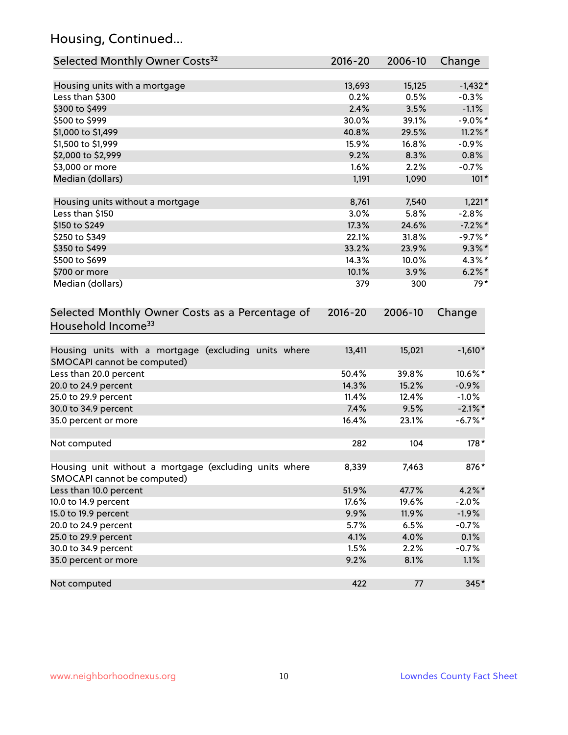## Housing, Continued...

| Selected Monthly Owner Costs[32] | 2016-20 | 2006-10 | Change |
|---|---|---|---|
| Housing units with a mortgage | 13,693 | 15,125 | -1,432* |
| Less than $300 | 0.2% | 0.5% | -0.3% |
| $300 to $499 | 2.4% | 3.5% | -1.1% |
| $500 to $999 | 30.0% | 39.1% | -9.0%* |
| $1,000 to $1,499 | 40.8% | 29.5% | 11.2%* |
| $1,500 to $1,999 | 15.9% | 16.8% | -0.9% |
| $2,000 to $2,999 | 9.2% | 8.3% | 0.8% |
| $3,000 or more | 1.6% | 2.2% | -0.7% |
| Median (dollars) | 1,191 | 1,090 | 101* |
| | | | |
| Housing units without a mortgage | 8,761 | 7,540 | 1,221* |
| Less than $150 | 3.0% | 5.8% | -2.8% |
| $150 to $249 | 17.3% | 24.6% | -7.2%* |
| $250 to $349 | 22.1% | 31.8% | -9.7%* |
| $350 to $499 | 33.2% | 23.9% | 9.3%* |
| $500 to $699 | 14.3% | 10.0% | 4.3%* |
| $700 or more | 10.1% | 3.9% | 6.2%* |
| Median (dollars) | 379 | 300 | 79* |

| Selected Monthly Owner Costs as a Percentage of Household Income[33] | 2016-20 | 2006-10 | Change |
|---|---|---|---|
| Housing units with a mortgage (excluding units where SMOCAPI cannot be computed) | 13,411 | 15,021 | -1,610* |
| Less than 20.0 percent | 50.4% | 39.8% | 10.6%* |
| 20.0 to 24.9 percent | 14.3% | 15.2% | -0.9% |
| 25.0 to 29.9 percent | 11.4% | 12.4% | -1.0% |
| 30.0 to 34.9 percent | 7.4% | 9.5% | -2.1%* |
| 35.0 percent or more | 16.4% | 23.1% | -6.7%* |
| | | | |
| Not computed | 282 | 104 | 178* |
| | | | |
| Housing unit without a mortgage (excluding units where SMOCAPI cannot be computed) | 8,339 | 7,463 | 876* |
| Less than 10.0 percent | 51.9% | 47.7% | 4.2%* |
| 10.0 to 14.9 percent | 17.6% | 19.6% | -2.0% |
| 15.0 to 19.9 percent | 9.9% | 11.9% | -1.9% |
| 20.0 to 24.9 percent | 5.7% | 6.5% | -0.7% |
| 25.0 to 29.9 percent | 4.1% | 4.0% | 0.1% |
| 30.0 to 34.9 percent | 1.5% | 2.2% | -0.7% |
| 35.0 percent or more | 9.2% | 8.1% | 1.1% |
| | | | |
| Not computed | 422 | 77 | 345* |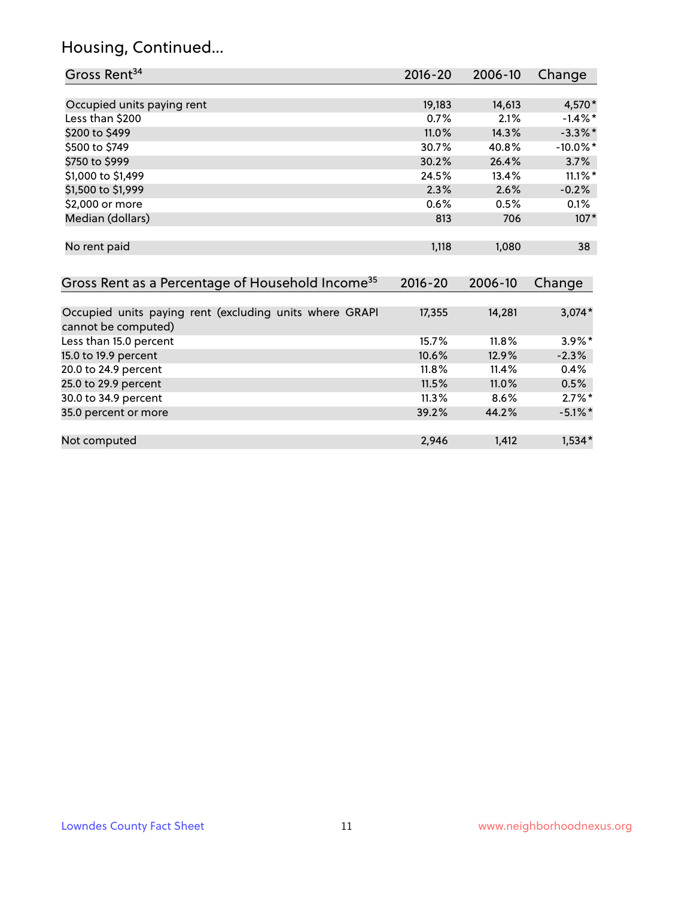## Housing, Continued...

| Gross Rent[34] | 2016-20 | 2006-10 | Change |
|---|---|---|---|
| Occupied units paying rent | 19,183 | 14,613 | 4,570* |
| Less than $200 | 0.7% | 2.1% | -1.4%* |
| $200 to $499 | 11.0% | 14.3% | -3.3%* |
| $500 to $749 | 30.7% | 40.8% | -10.0%* |
| $750 to $999 | 30.2% | 26.4% | 3.7% |
| $1,000 to $1,499 | 24.5% | 13.4% | 11.1%* |
| $1,500 to $1,999 | 2.3% | 2.6% | -0.2% |
| $2,000 or more | 0.6% | 0.5% | 0.1% |
| Median (dollars) | 813 | 706 | 107* |
| No rent paid | 1,118 | 1,080 | 38 |

| Gross Rent as a Percentage of Household Income[35] | 2016-20 | 2006-10 | Change |
|---|---|---|---|
| Occupied units paying rent (excluding units where GRAPI cannot be computed) | 17,355 | 14,281 | 3,074* |
| Less than 15.0 percent | 15.7% | 11.8% | 3.9%* |
| 15.0 to 19.9 percent | 10.6% | 12.9% | -2.3% |
| 20.0 to 24.9 percent | 11.8% | 11.4% | 0.4% |
| 25.0 to 29.9 percent | 11.5% | 11.0% | 0.5% |
| 30.0 to 34.9 percent | 11.3% | 8.6% | 2.7%* |
| 35.0 percent or more | 39.2% | 44.2% | -5.1%* |
| Not computed | 2,946 | 1,412 | 1,534* |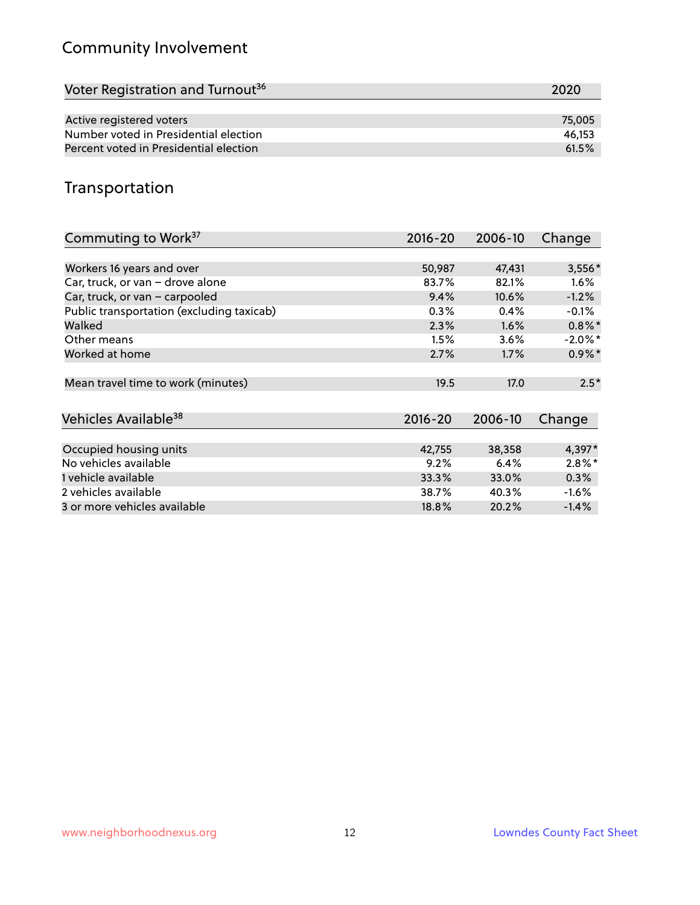## Community Involvement

| Voter Registration and Turnout[36] | 2020 |
|---|---|
| Active registered voters | 75,005 |
| Number voted in Presidential election | 46,153 |
| Percent voted in Presidential election | 61.5% |

## Transportation

| Commuting to Work[37] | 2016-20 | 2006-10 | Change |
|---|---|---|---|
| Workers 16 years and over | 50,987 | 47,431 | 3,556* |
| Car, truck, or van – drove alone | 83.7% | 82.1% | 1.6% |
| Car, truck, or van – carpooled | 9.4% | 10.6% | -1.2% |
| Public transportation (excluding taxicab) | 0.3% | 0.4% | -0.1% |
| Walked | 2.3% | 1.6% | 0.8%* |
| Other means | 1.5% | 3.6% | -2.0%* |
| Worked at home | 2.7% | 1.7% | 0.9%* |
| Mean travel time to work (minutes) | 19.5 | 17.0 | 2.5* |

| Vehicles Available[38] | 2016-20 | 2006-10 | Change |
|---|---|---|---|
| Occupied housing units | 42,755 | 38,358 | 4,397* |
| No vehicles available | 9.2% | 6.4% | 2.8%* |
| 1 vehicle available | 33.3% | 33.0% | 0.3% |
| 2 vehicles available | 38.7% | 40.3% | -1.6% |
| 3 or more vehicles available | 18.8% | 20.2% | -1.4% |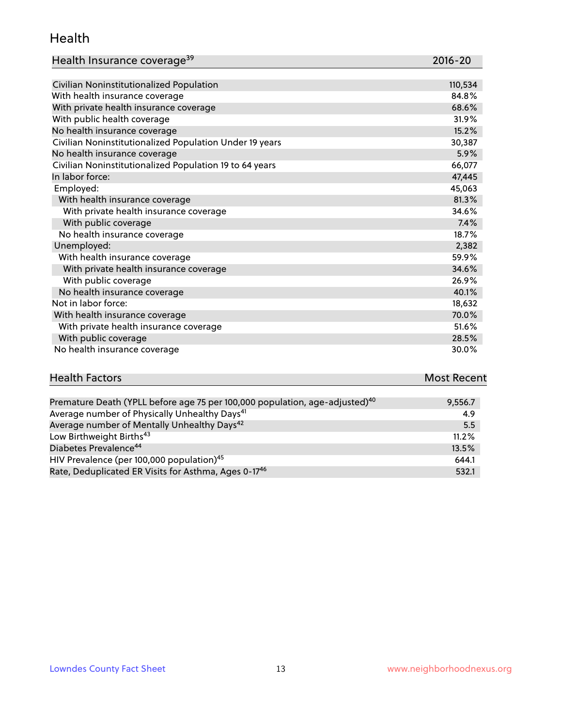## Health

| Health Insurance coverage[39] | 2016-20 |
|---|---|
| Civilian Noninstitutionalized Population | 110,534 |
| With health insurance coverage | 84.8% |
| With private health insurance coverage | 68.6% |
| With public health coverage | 31.9% |
| No health insurance coverage | 15.2% |
| Civilian Noninstitutionalized Population Under 19 years | 30,387 |
| No health insurance coverage | 5.9% |
| Civilian Noninstitutionalized Population 19 to 64 years | 66,077 |
| In labor force: | 47,445 |
| Employed: | 45,063 |
| With health insurance coverage | 81.3% |
| With private health insurance coverage | 34.6% |
| With public coverage | 7.4% |
| No health insurance coverage | 18.7% |
| Unemployed: | 2,382 |
| With health insurance coverage | 59.9% |
| With private health insurance coverage | 34.6% |
| With public coverage | 26.9% |
| No health insurance coverage | 40.1% |
| Not in labor force: | 18,632 |
| With health insurance coverage | 70.0% |
| With private health insurance coverage | 51.6% |
| With public coverage | 28.5% |
| No health insurance coverage | 30.0% |

| Health Factors | Most Recent |
|---|---|
| Premature Death (YPLL before age 75 per 100,000 population, age-adjusted)[40] | 9,556.7 |
| Average number of Physically Unhealthy Days[41] | 4.9 |
| Average number of Mentally Unhealthy Days[42] | 5.5 |
| Low Birthweight Births[43] | 11.2% |
| Diabetes Prevalence[44] | 13.5% |
| HIV Prevalence (per 100,000 population)[45] | 644.1 |
| Rate, Deduplicated ER Visits for Asthma, Ages 0-17[46] | 532.1 |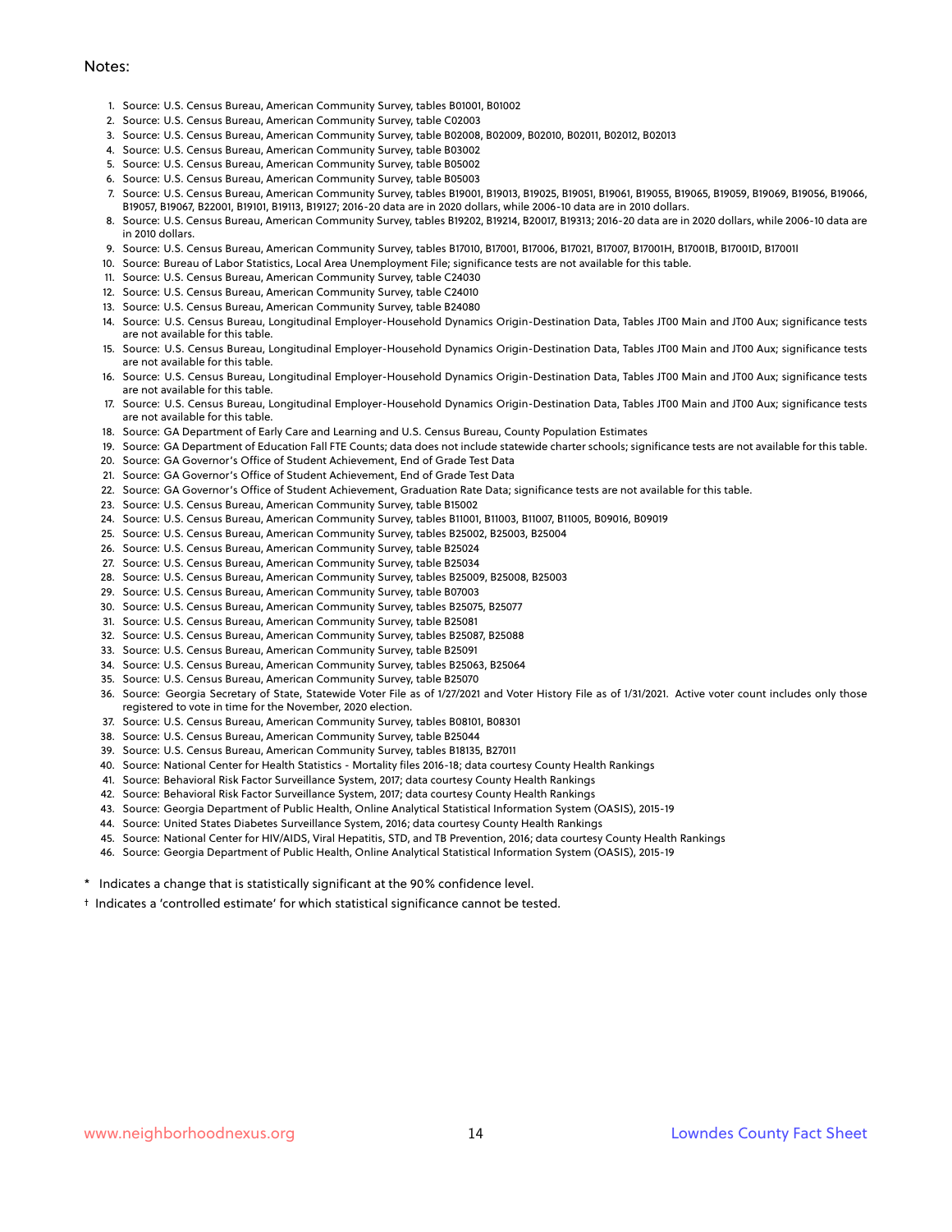Notes:

1. Source: U.S. Census Bureau, American Community Survey, tables B01001, B01002
2. Source: U.S. Census Bureau, American Community Survey, table C02003
3. Source: U.S. Census Bureau, American Community Survey, table B02008, B02009, B02010, B02011, B02012, B02013
4. Source: U.S. Census Bureau, American Community Survey, table B03002
5. Source: U.S. Census Bureau, American Community Survey, table B05002
6. Source: U.S. Census Bureau, American Community Survey, table B05003
7. Source: U.S. Census Bureau, American Community Survey, tables B19001, B19013, B19025, B19051, B19061, B19055, B19065, B19059, B19069, B19056, B19066, B19057, B19067, B22001, B19101, B19113, B19127; 2016-20 data are in 2020 dollars, while 2006-10 data are in 2010 dollars.
8. Source: U.S. Census Bureau, American Community Survey, tables B19202, B19214, B20017, B19313; 2016-20 data are in 2020 dollars, while 2006-10 data are in 2010 dollars.
9. Source: U.S. Census Bureau, American Community Survey, tables B17010, B17001, B17006, B17021, B17007, B17001H, B17001B, B17001D, B17001I
10. Source: Bureau of Labor Statistics, Local Area Unemployment File; significance tests are not available for this table.
11. Source: U.S. Census Bureau, American Community Survey, table C24030
12. Source: U.S. Census Bureau, American Community Survey, table C24010
13. Source: U.S. Census Bureau, American Community Survey, table B24080
14. Source: U.S. Census Bureau, Longitudinal Employer-Household Dynamics Origin-Destination Data, Tables JT00 Main and JT00 Aux; significance tests are not available for this table.
15. Source: U.S. Census Bureau, Longitudinal Employer-Household Dynamics Origin-Destination Data, Tables JT00 Main and JT00 Aux; significance tests are not available for this table.
16. Source: U.S. Census Bureau, Longitudinal Employer-Household Dynamics Origin-Destination Data, Tables JT00 Main and JT00 Aux; significance tests are not available for this table.
17. Source: U.S. Census Bureau, Longitudinal Employer-Household Dynamics Origin-Destination Data, Tables JT00 Main and JT00 Aux; significance tests are not available for this table.
18. Source: GA Department of Early Care and Learning and U.S. Census Bureau, County Population Estimates
19. Source: GA Department of Education Fall FTE Counts; data does not include statewide charter schools; significance tests are not available for this table.
20. Source: GA Governor's Office of Student Achievement, End of Grade Test Data
21. Source: GA Governor's Office of Student Achievement, End of Grade Test Data
22. Source: GA Governor's Office of Student Achievement, Graduation Rate Data; significance tests are not available for this table.
23. Source: U.S. Census Bureau, American Community Survey, table B15002
24. Source: U.S. Census Bureau, American Community Survey, tables B11001, B11003, B11007, B11005, B09016, B09019
25. Source: U.S. Census Bureau, American Community Survey, tables B25002, B25003, B25004
26. Source: U.S. Census Bureau, American Community Survey, table B25024
27. Source: U.S. Census Bureau, American Community Survey, table B25034
28. Source: U.S. Census Bureau, American Community Survey, tables B25009, B25008, B25003
29. Source: U.S. Census Bureau, American Community Survey, table B07003
30. Source: U.S. Census Bureau, American Community Survey, tables B25075, B25077
31. Source: U.S. Census Bureau, American Community Survey, table B25081
32. Source: U.S. Census Bureau, American Community Survey, tables B25087, B25088
33. Source: U.S. Census Bureau, American Community Survey, table B25091
34. Source: U.S. Census Bureau, American Community Survey, tables B25063, B25064
35. Source: U.S. Census Bureau, American Community Survey, table B25070
36. Source: Georgia Secretary of State, Statewide Voter File as of 1/27/2021 and Voter History File as of 1/31/2021. Active voter count includes only those registered to vote in time for the November, 2020 election.
37. Source: U.S. Census Bureau, American Community Survey, tables B08101, B08301
38. Source: U.S. Census Bureau, American Community Survey, table B25044
39. Source: U.S. Census Bureau, American Community Survey, tables B18135, B27011
40. Source: National Center for Health Statistics - Mortality files 2016-18; data courtesy County Health Rankings
41. Source: Behavioral Risk Factor Surveillance System, 2017; data courtesy County Health Rankings
42. Source: Behavioral Risk Factor Surveillance System, 2017; data courtesy County Health Rankings
43. Source: Georgia Department of Public Health, Online Analytical Statistical Information System (OASIS), 2015-19
44. Source: United States Diabetes Surveillance System, 2016; data courtesy County Health Rankings
45. Source: National Center for HIV/AIDS, Viral Hepatitis, STD, and TB Prevention, 2016; data courtesy County Health Rankings
46. Source: Georgia Department of Public Health, Online Analytical Statistical Information System (OASIS), 2015-19

\* Indicates a change that is statistically significant at the 90% confidence level.

† Indicates a 'controlled estimate' for which statistical significance cannot be tested.